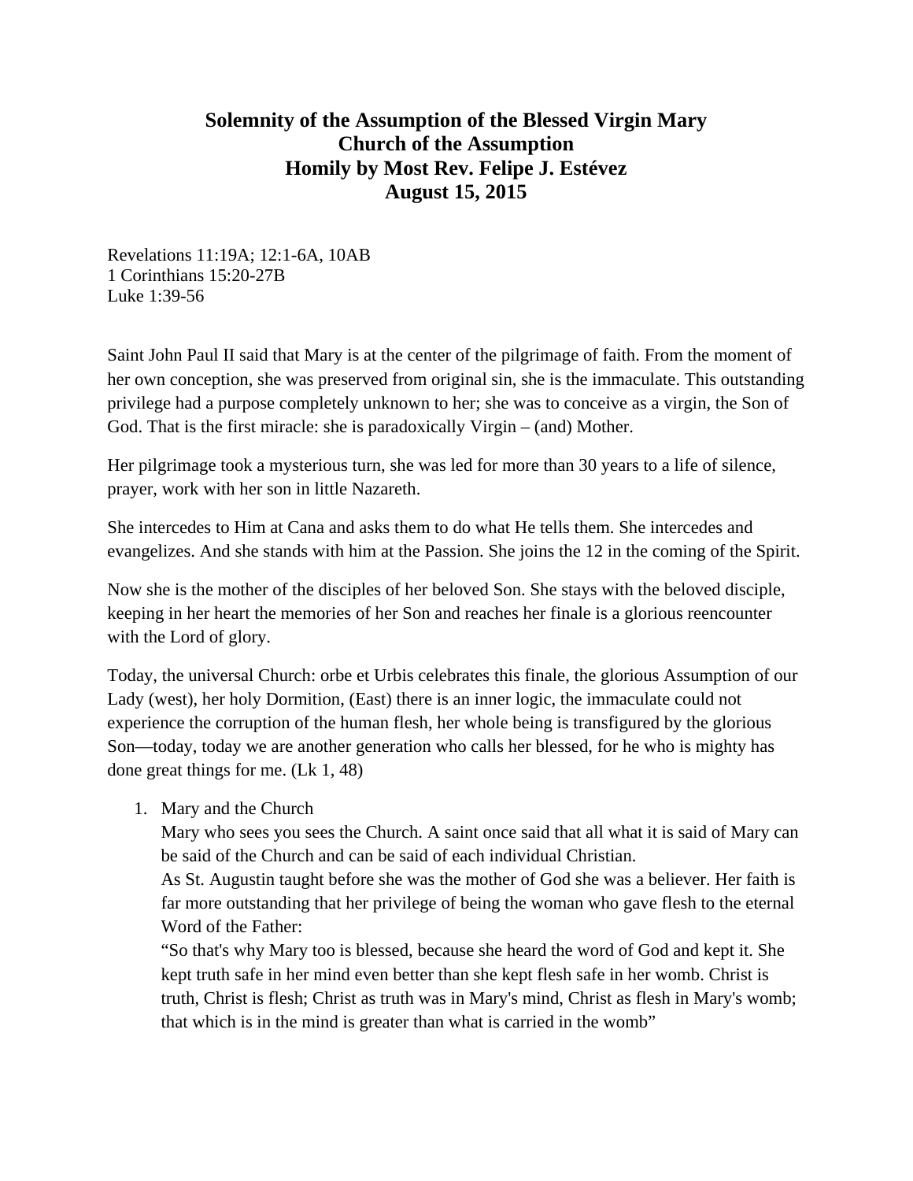# Solemnity of the Assumption of the Blessed Virgin Mary
# Church of the Assumption
# Homily by Most Rev. Felipe J. Estévez
# August 15, 2015

Revelations 11:19A; 12:1-6A, 10AB
1 Corinthians 15:20-27B
Luke 1:39-56

Saint John Paul II said that Mary is at the center of the pilgrimage of faith. From the moment of her own conception, she was preserved from original sin, she is the immaculate. This outstanding privilege had a purpose completely unknown to her; she was to conceive as a virgin, the Son of God. That is the first miracle: she is paradoxically Virgin – (and) Mother.

Her pilgrimage took a mysterious turn, she was led for more than 30 years to a life of silence, prayer, work with her son in little Nazareth.

She intercedes to Him at Cana and asks them to do what He tells them. She intercedes and evangelizes. And she stands with him at the Passion. She joins the 12 in the coming of the Spirit.

Now she is the mother of the disciples of her beloved Son. She stays with the beloved disciple, keeping in her heart the memories of her Son and reaches her finale is a glorious reencounter with the Lord of glory.

Today, the universal Church: orbe et Urbis celebrates this finale, the glorious Assumption of our Lady (west), her holy Dormition, (East) there is an inner logic, the immaculate could not experience the corruption of the human flesh, her whole being is transfigured by the glorious Son—today, today we are another generation who calls her blessed, for he who is mighty has done great things for me. (Lk 1, 48)

1. Mary and the Church
   Mary who sees you sees the Church. A saint once said that all what it is said of Mary can be said of the Church and can be said of each individual Christian.
   As St. Augustin taught before she was the mother of God she was a believer. Her faith is far more outstanding that her privilege of being the woman who gave flesh to the eternal Word of the Father:
   "So that's why Mary too is blessed, because she heard the word of God and kept it. She kept truth safe in her mind even better than she kept flesh safe in her womb. Christ is truth, Christ is flesh; Christ as truth was in Mary's mind, Christ as flesh in Mary's womb; that which is in the mind is greater than what is carried in the womb"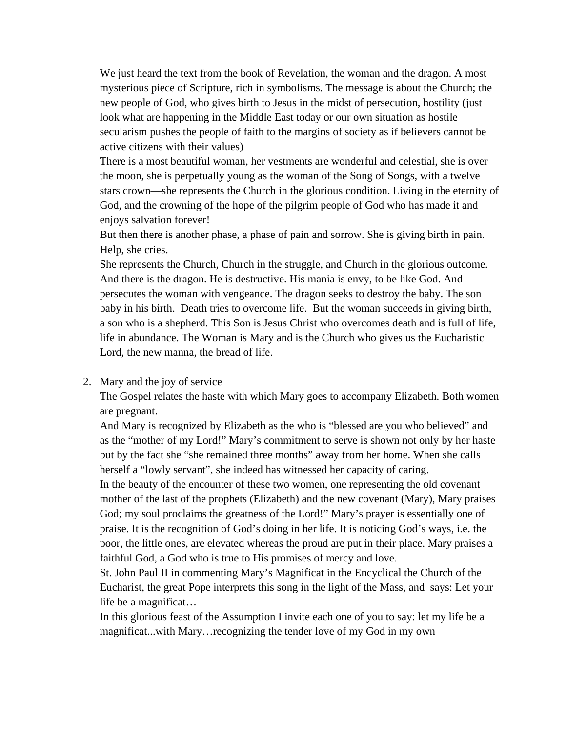We just heard the text from the book of Revelation, the woman and the dragon. A most mysterious piece of Scripture, rich in symbolisms. The message is about the Church; the new people of God, who gives birth to Jesus in the midst of persecution, hostility (just look what are happening in the Middle East today or our own situation as hostile secularism pushes the people of faith to the margins of society as if believers cannot be active citizens with their values)

There is a most beautiful woman, her vestments are wonderful and celestial, she is over the moon, she is perpetually young as the woman of the Song of Songs, with a twelve stars crown—she represents the Church in the glorious condition. Living in the eternity of God, and the crowning of the hope of the pilgrim people of God who has made it and enjoys salvation forever!

But then there is another phase, a phase of pain and sorrow. She is giving birth in pain. Help, she cries.

She represents the Church, Church in the struggle, and Church in the glorious outcome. And there is the dragon. He is destructive. His mania is envy, to be like God. And persecutes the woman with vengeance. The dragon seeks to destroy the baby. The son baby in his birth. Death tries to overcome life. But the woman succeeds in giving birth, a son who is a shepherd. This Son is Jesus Christ who overcomes death and is full of life, life in abundance. The Woman is Mary and is the Church who gives us the Eucharistic Lord, the new manna, the bread of life.

2. Mary and the joy of service

   The Gospel relates the haste with which Mary goes to accompany Elizabeth. Both women are pregnant.

   And Mary is recognized by Elizabeth as the who is "blessed are you who believed" and as the "mother of my Lord!" Mary's commitment to serve is shown not only by her haste but by the fact she "she remained three months" away from her home. When she calls herself a "lowly servant", she indeed has witnessed her capacity of caring.

   In the beauty of the encounter of these two women, one representing the old covenant mother of the last of the prophets (Elizabeth) and the new covenant (Mary), Mary praises God; my soul proclaims the greatness of the Lord!" Mary's prayer is essentially one of praise. It is the recognition of God's doing in her life. It is noticing God's ways, i.e. the poor, the little ones, are elevated whereas the proud are put in their place. Mary praises a faithful God, a God who is true to His promises of mercy and love.

   St. John Paul II in commenting Mary's Magnificat in the Encyclical the Church of the Eucharist, the great Pope interprets this song in the light of the Mass, and says: Let your life be a magnificat…

   In this glorious feast of the Assumption I invite each one of you to say: let my life be a magnificat...with Mary…recognizing the tender love of my God in my own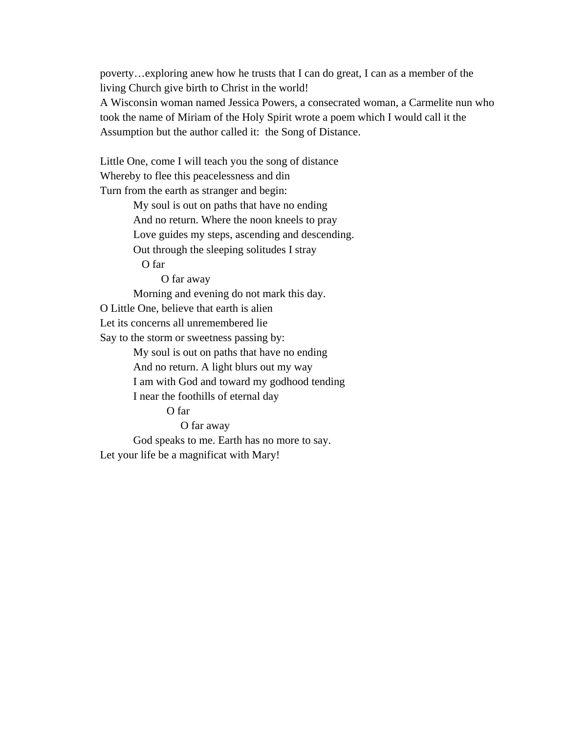poverty…exploring anew how he trusts that I can do great, I can as a member of the living Church give birth to Christ in the world!
A Wisconsin woman named Jessica Powers, a consecrated woman, a Carmelite nun who took the name of Miriam of the Holy Spirit wrote a poem which I would call it the Assumption but the author called it:  the Song of Distance.

Little One, come I will teach you the song of distance
Whereby to flee this peacelessness and din
Turn from the earth as stranger and begin:

> My soul is out on paths that have no ending
> And no return. Where the noon kneels to pray
> Love guides my steps, ascending and descending.
> Out through the sleeping solitudes I stray
> O far
> O far away
> Morning and evening do not mark this day.

O Little One, believe that earth is alien
Let its concerns all unremembered lie
Say to the storm or sweetness passing by:

> My soul is out on paths that have no ending
> And no return. A light blurs out my way
> I am with God and toward my godhood tending
> I near the foothills of eternal day
> O far
> O far away
> God speaks to me. Earth has no more to say.

Let your life be a magnificat with Mary!